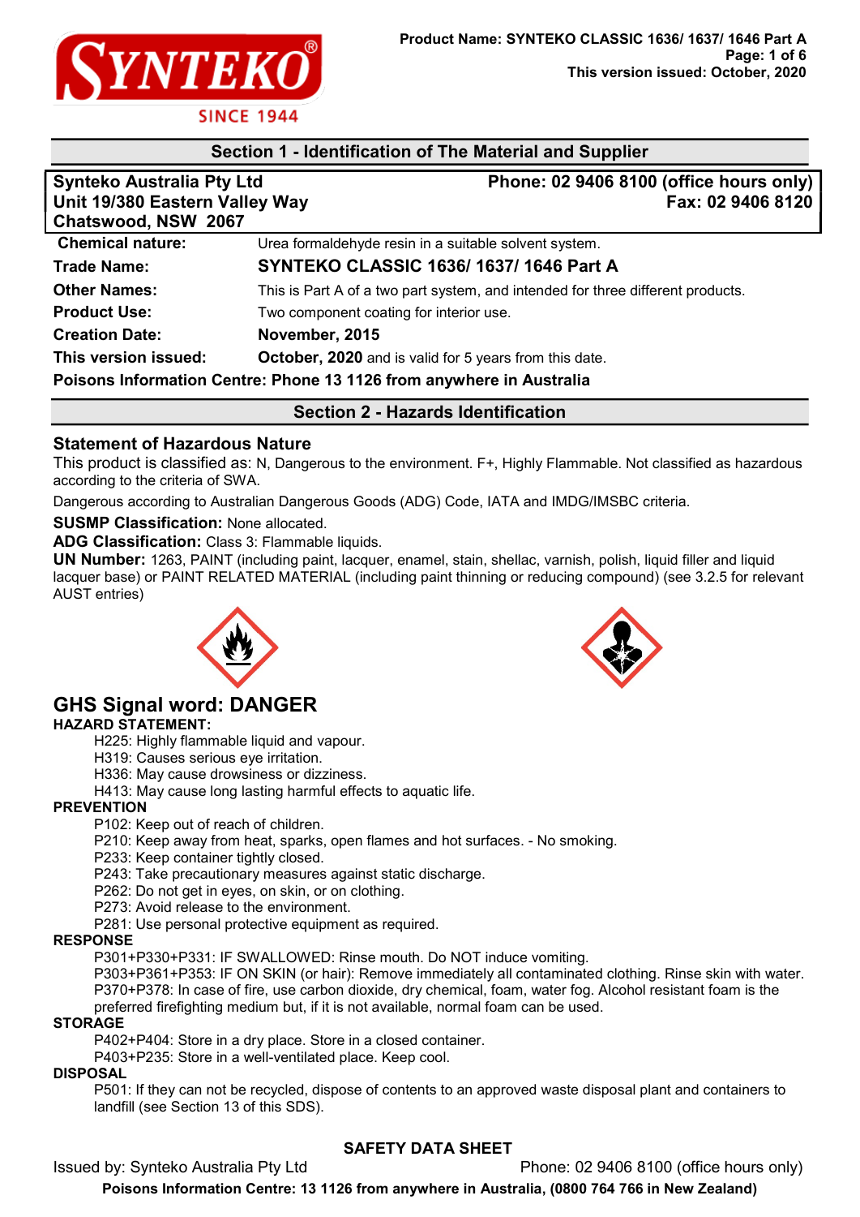## Section 1 - Identification of The Material and Supplier

| Synteko Australia Pty Ltd | Phone: 02 9406 8100 (office hours only) |
|---|---|
| Unit 19/380 Eastern Valley Way | Fax: 02 9406 8120 |
| Chatswood, NSW 2067 | |

| | |
|---|---|
| **Chemical nature:** | Urea formaldehyde resin in a suitable solvent system. |
| **Trade Name:** | **SYNTEKO CLASSIC 1636/ 1637/ 1646 Part A** |
| **Other Names:** | This is Part A of a two part system, and intended for three different products. |
| **Product Use:** | Two component coating for interior use. |
| **Creation Date:** | **November, 2015** |
| **This version issued:** | **October, 2020** and is valid for 5 years from this date. |

**Poisons Information Centre: Phone 13 1126 from anywhere in Australia**

## Section 2 - Hazards Identification

### Statement of Hazardous Nature

This product is classified as: N, Dangerous to the environment. F+, Highly Flammable. Not classified as hazardous according to the criteria of SWA.

Dangerous according to Australian Dangerous Goods (ADG) Code, IATA and IMDG/IMSBC criteria.

**SUSMP Classification:** None allocated.

**ADG Classification:** Class 3: Flammable liquids.

**UN Number:** 1263, PAINT (including paint, lacquer, enamel, stain, shellac, varnish, polish, liquid filler and liquid lacquer base) or PAINT RELATED MATERIAL (including paint thinning or reducing compound) (see 3.2.5 for relevant AUST entries)

## GHS Signal word: DANGER

**HAZARD STATEMENT:**

- H225: Highly flammable liquid and vapour.
- H319: Causes serious eye irritation.
- H336: May cause drowsiness or dizziness.
- H413: May cause long lasting harmful effects to aquatic life.

**PREVENTION**

- P102: Keep out of reach of children.
- P210: Keep away from heat, sparks, open flames and hot surfaces. - No smoking.
- P233: Keep container tightly closed.
- P243: Take precautionary measures against static discharge.
- P262: Do not get in eyes, on skin, or on clothing.
- P273: Avoid release to the environment.
- P281: Use personal protective equipment as required.

**RESPONSE**

- P301+P330+P331: IF SWALLOWED: Rinse mouth. Do NOT induce vomiting.
- P303+P361+P353: IF ON SKIN (or hair): Remove immediately all contaminated clothing. Rinse skin with water.
- P370+P378: In case of fire, use carbon dioxide, dry chemical, foam, water fog. Alcohol resistant foam is the preferred firefighting medium but, if it is not available, normal foam can be used.

**STORAGE**

- P402+P404: Store in a dry place. Store in a closed container.
- P403+P235: Store in a well-ventilated place. Keep cool.

**DISPOSAL**

- P501: If they can not be recycled, dispose of contents to an approved waste disposal plant and containers to landfill (see Section 13 of this SDS).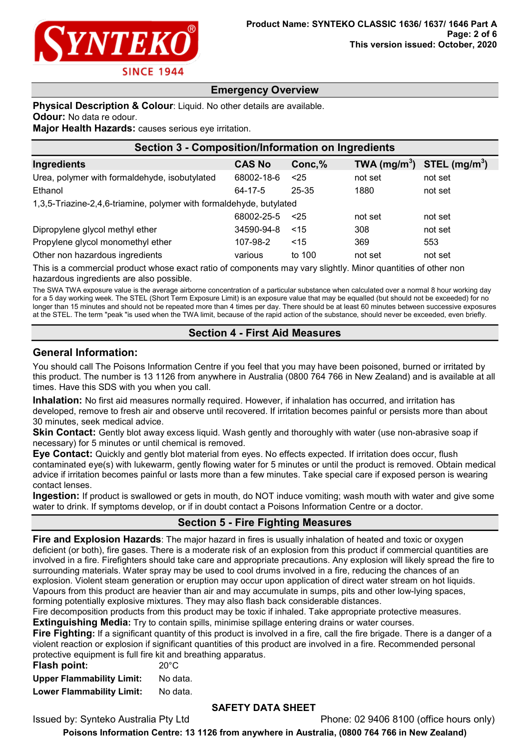## Emergency Overview

**Physical Description & Colour**: Liquid. No other details are available.
**Odour:** No data re odour.
**Major Health Hazards:** causes serious eye irritation.

## Section 3 - Composition/Information on Ingredients

| Ingredients | CAS No | Conc,% | TWA ($mg/m^3$) | STEL ($mg/m^3$) |
|---|---|---|---|---|
| Urea, polymer with formaldehyde, isobutylated | 68002-18-6 | <25 | not set | not set |
| Ethanol | 64-17-5 | 25-35 | 1880 | not set |
| 1,3,5-Triazine-2,4,6-triamine, polymer with formaldehyde, butylated | 68002-25-5 | <25 | not set | not set |
| Dipropylene glycol methyl ether | 34590-94-8 | <15 | 308 | not set |
| Propylene glycol monomethyl ether | 107-98-2 | <15 | 369 | 553 |
| Other non hazardous ingredients | various | to 100 | not set | not set |

This is a commercial product whose exact ratio of components may vary slightly. Minor quantities of other non hazardous ingredients are also possible.

The SWA TWA exposure value is the average airborne concentration of a particular substance when calculated over a normal 8 hour working day for a 5 day working week. The STEL (Short Term Exposure Limit) is an exposure value that may be equalled (but should not be exceeded) for no longer than 15 minutes and should not be repeated more than 4 times per day. There should be at least 60 minutes between successive exposures at the STEL. The term "peak "is used when the TWA limit, because of the rapid action of the substance, should never be exceeded, even briefly.

## Section 4 - First Aid Measures

### General Information:

You should call The Poisons Information Centre if you feel that you may have been poisoned, burned or irritated by this product. The number is 13 1126 from anywhere in Australia (0800 764 766 in New Zealand) and is available at all times. Have this SDS with you when you call.

**Inhalation:** No first aid measures normally required. However, if inhalation has occurred, and irritation has developed, remove to fresh air and observe until recovered. If irritation becomes painful or persists more than about 30 minutes, seek medical advice.

**Skin Contact:** Gently blot away excess liquid. Wash gently and thoroughly with water (use non-abrasive soap if necessary) for 5 minutes or until chemical is removed.

**Eye Contact:** Quickly and gently blot material from eyes. No effects expected. If irritation does occur, flush contaminated eye(s) with lukewarm, gently flowing water for 5 minutes or until the product is removed. Obtain medical advice if irritation becomes painful or lasts more than a few minutes. Take special care if exposed person is wearing contact lenses.

**Ingestion:** If product is swallowed or gets in mouth, do NOT induce vomiting; wash mouth with water and give some water to drink. If symptoms develop, or if in doubt contact a Poisons Information Centre or a doctor.

## Section 5 - Fire Fighting Measures

**Fire and Explosion Hazards**: The major hazard in fires is usually inhalation of heated and toxic or oxygen deficient (or both), fire gases. There is a moderate risk of an explosion from this product if commercial quantities are involved in a fire. Firefighters should take care and appropriate precautions. Any explosion will likely spread the fire to surrounding materials. Water spray may be used to cool drums involved in a fire, reducing the chances of an explosion. Violent steam generation or eruption may occur upon application of direct water stream on hot liquids. Vapours from this product are heavier than air and may accumulate in sumps, pits and other low-lying spaces, forming potentially explosive mixtures. They may also flash back considerable distances.
Fire decomposition products from this product may be toxic if inhaled. Take appropriate protective measures.

**Extinguishing Media:** Try to contain spills, minimise spillage entering drains or water courses.

**Fire Fighting:** If a significant quantity of this product is involved in a fire, call the fire brigade. There is a danger of a violent reaction or explosion if significant quantities of this product are involved in a fire. Recommended personal protective equipment is full fire kit and breathing apparatus.

**Flash point:** 20°C
**Upper Flammability Limit:** No data.
**Lower Flammability Limit:** No data.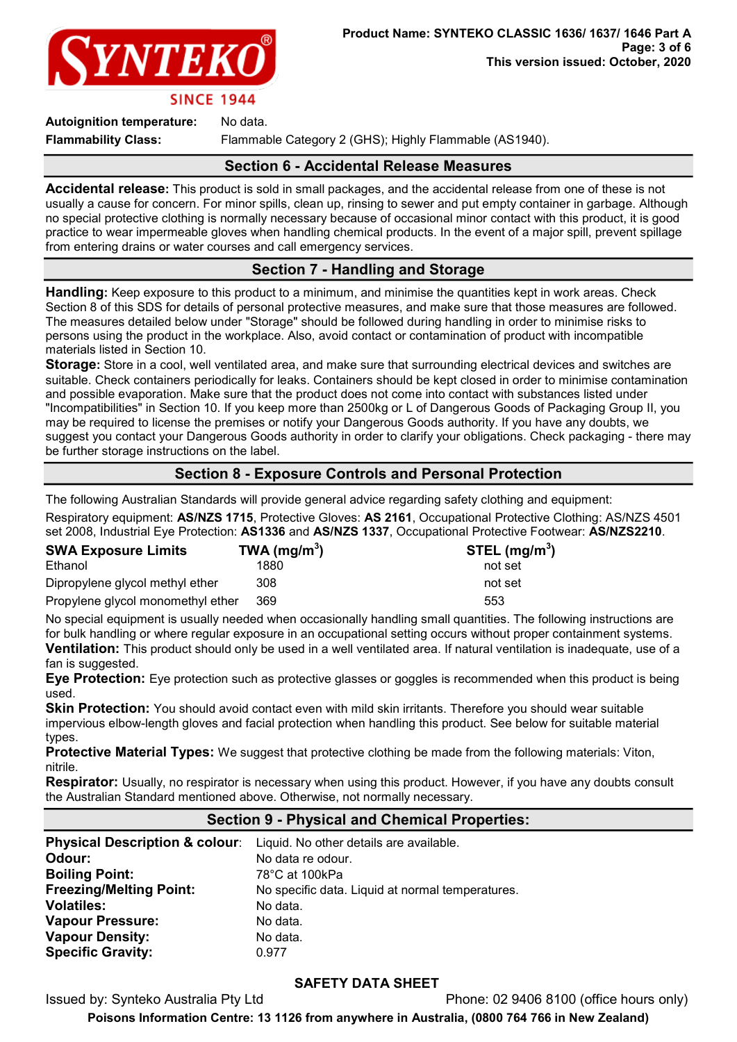**Autoignition temperature:** No data.

**Flammability Class:** Flammable Category 2 (GHS); Highly Flammable (AS1940).

## Section 6 - Accidental Release Measures

**Accidental release:** This product is sold in small packages, and the accidental release from one of these is not usually a cause for concern. For minor spills, clean up, rinsing to sewer and put empty container in garbage. Although no special protective clothing is normally necessary because of occasional minor contact with this product, it is good practice to wear impermeable gloves when handling chemical products. In the event of a major spill, prevent spillage from entering drains or water courses and call emergency services.

## Section 7 - Handling and Storage

**Handling:** Keep exposure to this product to a minimum, and minimise the quantities kept in work areas. Check Section 8 of this SDS for details of personal protective measures, and make sure that those measures are followed. The measures detailed below under "Storage" should be followed during handling in order to minimise risks to persons using the product in the workplace. Also, avoid contact or contamination of product with incompatible materials listed in Section 10.

**Storage:** Store in a cool, well ventilated area, and make sure that surrounding electrical devices and switches are suitable. Check containers periodically for leaks. Containers should be kept closed in order to minimise contamination and possible evaporation. Make sure that the product does not come into contact with substances listed under "Incompatibilities" in Section 10. If you keep more than 2500kg or L of Dangerous Goods of Packaging Group II, you may be required to license the premises or notify your Dangerous Goods authority. If you have any doubts, we suggest you contact your Dangerous Goods authority in order to clarify your obligations. Check packaging - there may be further storage instructions on the label.

## Section 8 - Exposure Controls and Personal Protection

The following Australian Standards will provide general advice regarding safety clothing and equipment:

Respiratory equipment: **AS/NZS 1715**, Protective Gloves: **AS 2161**, Occupational Protective Clothing: AS/NZS 4501 set 2008, Industrial Eye Protection: **AS1336** and **AS/NZS 1337**, Occupational Protective Footwear: **AS/NZS2210**.

| SWA Exposure Limits | TWA (mg/m$^3$) | STEL (mg/m$^3$) |
|---|---|---|
| Ethanol | 1880 | not set |
| Dipropylene glycol methyl ether | 308 | not set |
| Propylene glycol monomethyl ether | 369 | 553 |

No special equipment is usually needed when occasionally handling small quantities. The following instructions are for bulk handling or where regular exposure in an occupational setting occurs without proper containment systems.

**Ventilation:** This product should only be used in a well ventilated area. If natural ventilation is inadequate, use of a fan is suggested.

**Eye Protection:** Eye protection such as protective glasses or goggles is recommended when this product is being used.

**Skin Protection:** You should avoid contact even with mild skin irritants. Therefore you should wear suitable impervious elbow-length gloves and facial protection when handling this product. See below for suitable material types.

**Protective Material Types:** We suggest that protective clothing be made from the following materials: Viton, nitrile.

**Respirator:** Usually, no respirator is necessary when using this product. However, if you have any doubts consult the Australian Standard mentioned above. Otherwise, not normally necessary.

## Section 9 - Physical and Chemical Properties:

**Physical Description & colour:** Liquid. No other details are available.
**Odour:** No data re odour.
**Boiling Point:** 78°C at 100kPa
**Freezing/Melting Point:** No specific data. Liquid at normal temperatures.
**Volatiles:** No data.
**Vapour Pressure:** No data.
**Vapour Density:** No data.
**Specific Gravity:** 0.977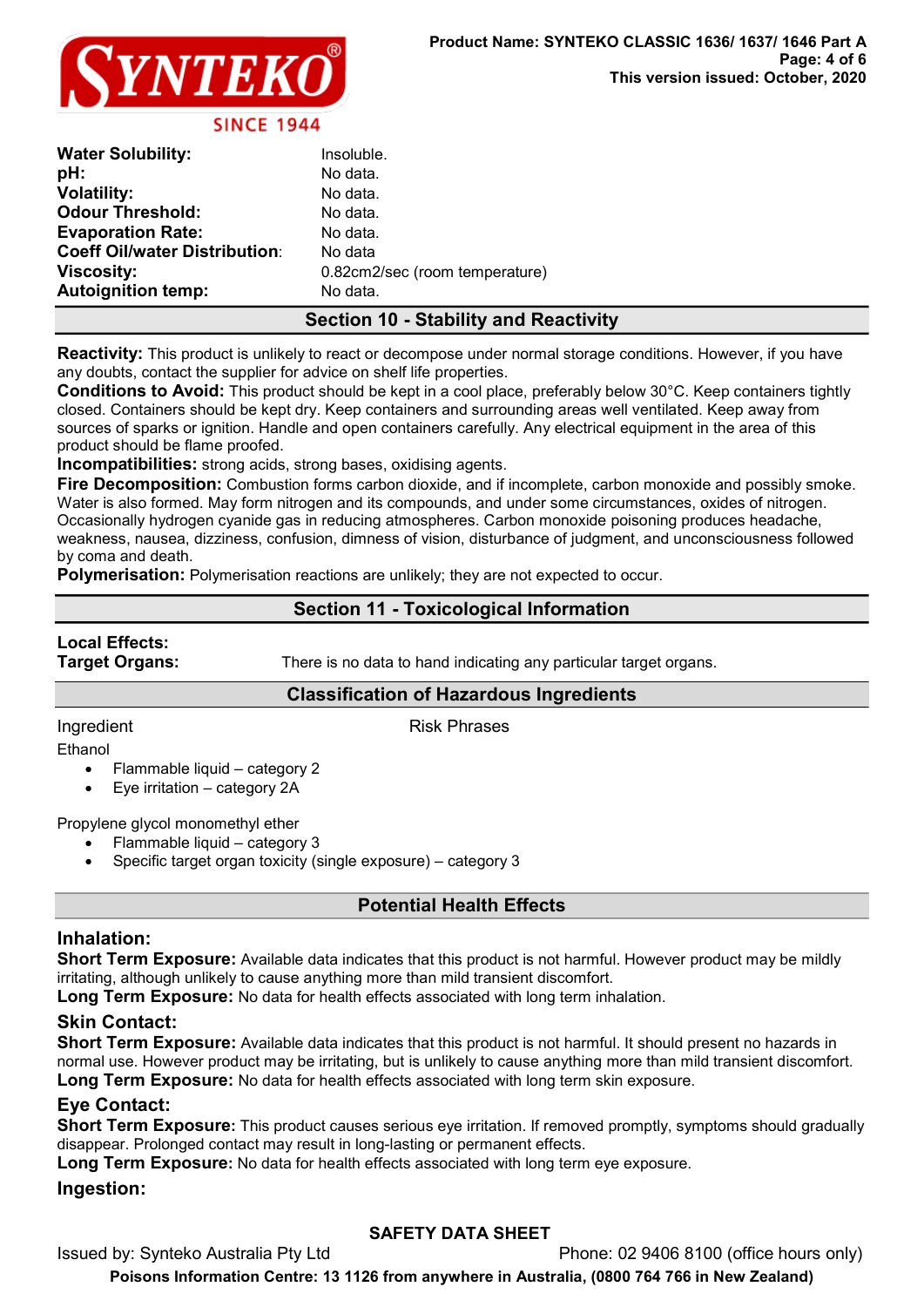| | |
|---|---|
| **Water Solubility:** | Insoluble. |
| **pH:** | No data. |
| **Volatility:** | No data. |
| **Odour Threshold:** | No data. |
| **Evaporation Rate:** | No data. |
| **Coeff Oil/water Distribution:** | No data |
| **Viscosity:** | 0.82cm2/sec (room temperature) |
| **Autoignition temp:** | No data. |

## Section 10 - Stability and Reactivity

**Reactivity:** This product is unlikely to react or decompose under normal storage conditions. However, if you have any doubts, contact the supplier for advice on shelf life properties.

**Conditions to Avoid:** This product should be kept in a cool place, preferably below 30°C. Keep containers tightly closed. Containers should be kept dry. Keep containers and surrounding areas well ventilated. Keep away from sources of sparks or ignition. Handle and open containers carefully. Any electrical equipment in the area of this product should be flame proofed.

**Incompatibilities:** strong acids, strong bases, oxidising agents.

**Fire Decomposition:** Combustion forms carbon dioxide, and if incomplete, carbon monoxide and possibly smoke. Water is also formed. May form nitrogen and its compounds, and under some circumstances, oxides of nitrogen. Occasionally hydrogen cyanide gas in reducing atmospheres. Carbon monoxide poisoning produces headache, weakness, nausea, dizziness, confusion, dimness of vision, disturbance of judgment, and unconsciousness followed by coma and death.

**Polymerisation:** Polymerisation reactions are unlikely; they are not expected to occur.

## Section 11 - Toxicological Information

**Local Effects:**

**Target Organs:** There is no data to hand indicating any particular target organs.

## Classification of Hazardous Ingredients

Ingredient Risk Phrases

Ethanol

- Flammable liquid – category 2
- Eye irritation – category 2A

Propylene glycol monomethyl ether

- Flammable liquid – category 3
- Specific target organ toxicity (single exposure) – category 3

## Potential Health Effects

### Inhalation:

**Short Term Exposure:** Available data indicates that this product is not harmful. However product may be mildly irritating, although unlikely to cause anything more than mild transient discomfort.

**Long Term Exposure:** No data for health effects associated with long term inhalation.

### Skin Contact:

**Short Term Exposure:** Available data indicates that this product is not harmful. It should present no hazards in normal use. However product may be irritating, but is unlikely to cause anything more than mild transient discomfort.

**Long Term Exposure:** No data for health effects associated with long term skin exposure.

### Eye Contact:

**Short Term Exposure:** This product causes serious eye irritation. If removed promptly, symptoms should gradually disappear. Prolonged contact may result in long-lasting or permanent effects.

**Long Term Exposure:** No data for health effects associated with long term eye exposure.

### Ingestion: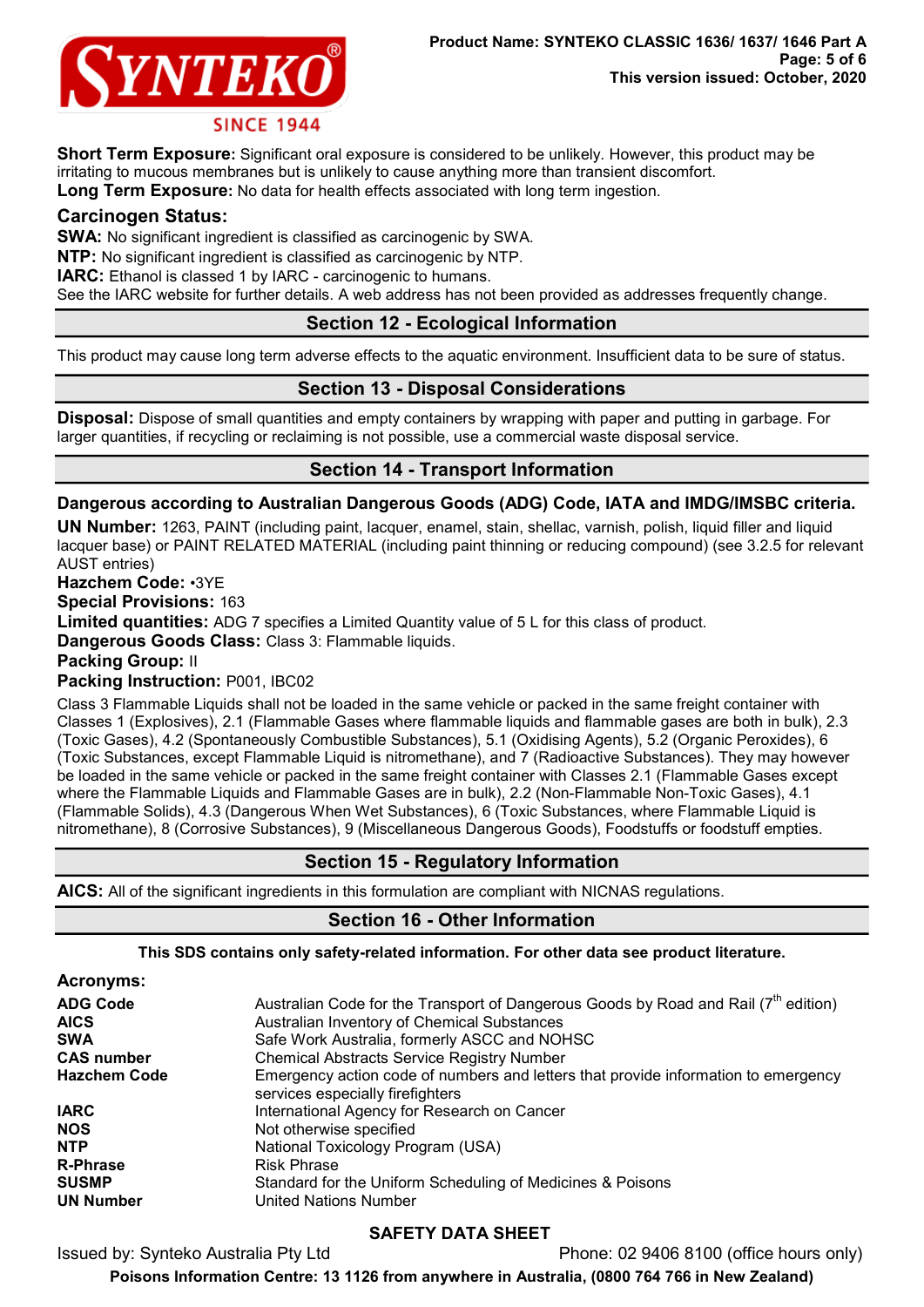**Short Term Exposure:** Significant oral exposure is considered to be unlikely. However, this product may be irritating to mucous membranes but is unlikely to cause anything more than transient discomfort.
**Long Term Exposure:** No data for health effects associated with long term ingestion.

### Carcinogen Status:

**SWA:** No significant ingredient is classified as carcinogenic by SWA.
**NTP:** No significant ingredient is classified as carcinogenic by NTP.
**IARC:** Ethanol is classed 1 by IARC - carcinogenic to humans.
See the IARC website for further details. A web address has not been provided as addresses frequently change.

## Section 12 - Ecological Information

This product may cause long term adverse effects to the aquatic environment. Insufficient data to be sure of status.

## Section 13 - Disposal Considerations

**Disposal:** Dispose of small quantities and empty containers by wrapping with paper and putting in garbage. For larger quantities, if recycling or reclaiming is not possible, use a commercial waste disposal service.

## Section 14 - Transport Information

### Dangerous according to Australian Dangerous Goods (ADG) Code, IATA and IMDG/IMSBC criteria.

**UN Number:** 1263, PAINT (including paint, lacquer, enamel, stain, shellac, varnish, polish, liquid filler and liquid lacquer base) or PAINT RELATED MATERIAL (including paint thinning or reducing compound) (see 3.2.5 for relevant AUST entries)
**Hazchem Code:** •3YE
**Special Provisions:** 163
**Limited quantities:** ADG 7 specifies a Limited Quantity value of 5 L for this class of product.
**Dangerous Goods Class:** Class 3: Flammable liquids.
**Packing Group:** II
**Packing Instruction:** P001, IBC02

Class 3 Flammable Liquids shall not be loaded in the same vehicle or packed in the same freight container with Classes 1 (Explosives), 2.1 (Flammable Gases where flammable liquids and flammable gases are both in bulk), 2.3 (Toxic Gases), 4.2 (Spontaneously Combustible Substances), 5.1 (Oxidising Agents), 5.2 (Organic Peroxides), 6 (Toxic Substances, except Flammable Liquid is nitromethane), and 7 (Radioactive Substances). They may however be loaded in the same vehicle or packed in the same freight container with Classes 2.1 (Flammable Gases except where the Flammable Liquids and Flammable Gases are in bulk), 2.2 (Non-Flammable Non-Toxic Gases), 4.1 (Flammable Solids), 4.3 (Dangerous When Wet Substances), 6 (Toxic Substances, where Flammable Liquid is nitromethane), 8 (Corrosive Substances), 9 (Miscellaneous Dangerous Goods), Foodstuffs or foodstuff empties.

## Section 15 - Regulatory Information

**AICS:** All of the significant ingredients in this formulation are compliant with NICNAS regulations.

## Section 16 - Other Information

**This SDS contains only safety-related information. For other data see product literature.**

### Acronyms:

| | |
|---|---|
| **ADG Code** | Australian Code for the Transport of Dangerous Goods by Road and Rail (7th edition) |
| **AICS** | Australian Inventory of Chemical Substances |
| **SWA** | Safe Work Australia, formerly ASCC and NOHSC |
| **CAS number** | Chemical Abstracts Service Registry Number |
| **Hazchem Code** | Emergency action code of numbers and letters that provide information to emergency services especially firefighters |
| **IARC** | International Agency for Research on Cancer |
| **NOS** | Not otherwise specified |
| **NTP** | National Toxicology Program (USA) |
| **R-Phrase** | Risk Phrase |
| **SUSMP** | Standard for the Uniform Scheduling of Medicines & Poisons |
| **UN Number** | United Nations Number |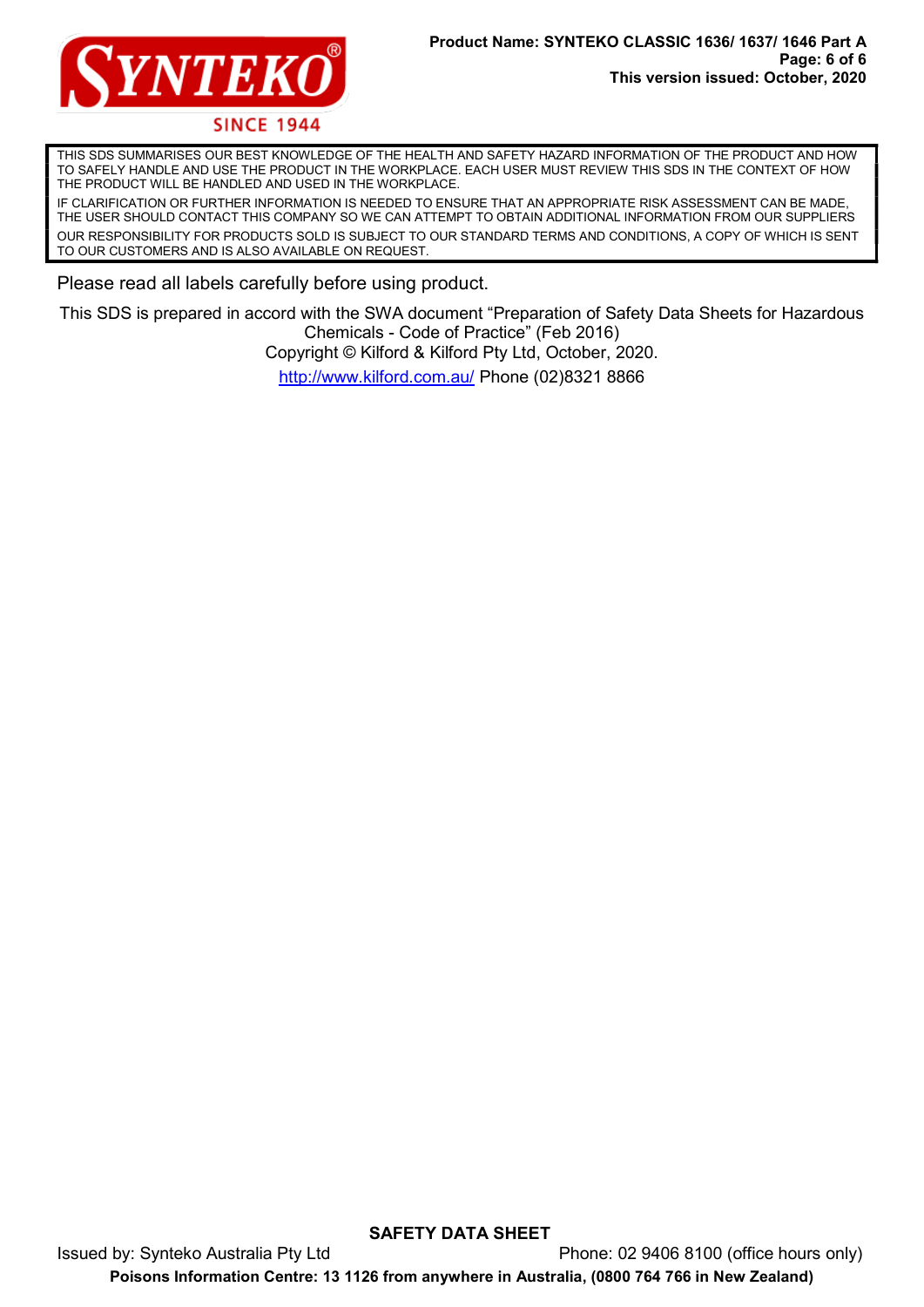THIS SDS SUMMARISES OUR BEST KNOWLEDGE OF THE HEALTH AND SAFETY HAZARD INFORMATION OF THE PRODUCT AND HOW TO SAFELY HANDLE AND USE THE PRODUCT IN THE WORKPLACE. EACH USER MUST REVIEW THIS SDS IN THE CONTEXT OF HOW THE PRODUCT WILL BE HANDLED AND USED IN THE WORKPLACE.

IF CLARIFICATION OR FURTHER INFORMATION IS NEEDED TO ENSURE THAT AN APPROPRIATE RISK ASSESSMENT CAN BE MADE, THE USER SHOULD CONTACT THIS COMPANY SO WE CAN ATTEMPT TO OBTAIN ADDITIONAL INFORMATION FROM OUR SUPPLIERS

OUR RESPONSIBILITY FOR PRODUCTS SOLD IS SUBJECT TO OUR STANDARD TERMS AND CONDITIONS, A COPY OF WHICH IS SENT TO OUR CUSTOMERS AND IS ALSO AVAILABLE ON REQUEST.

Please read all labels carefully before using product.

This SDS is prepared in accord with the SWA document "Preparation of Safety Data Sheets for Hazardous Chemicals - Code of Practice" (Feb 2016)
Copyright © Kilford & Kilford Pty Ltd, October, 2020.
http://www.kilford.com.au/ Phone (02)8321 8866